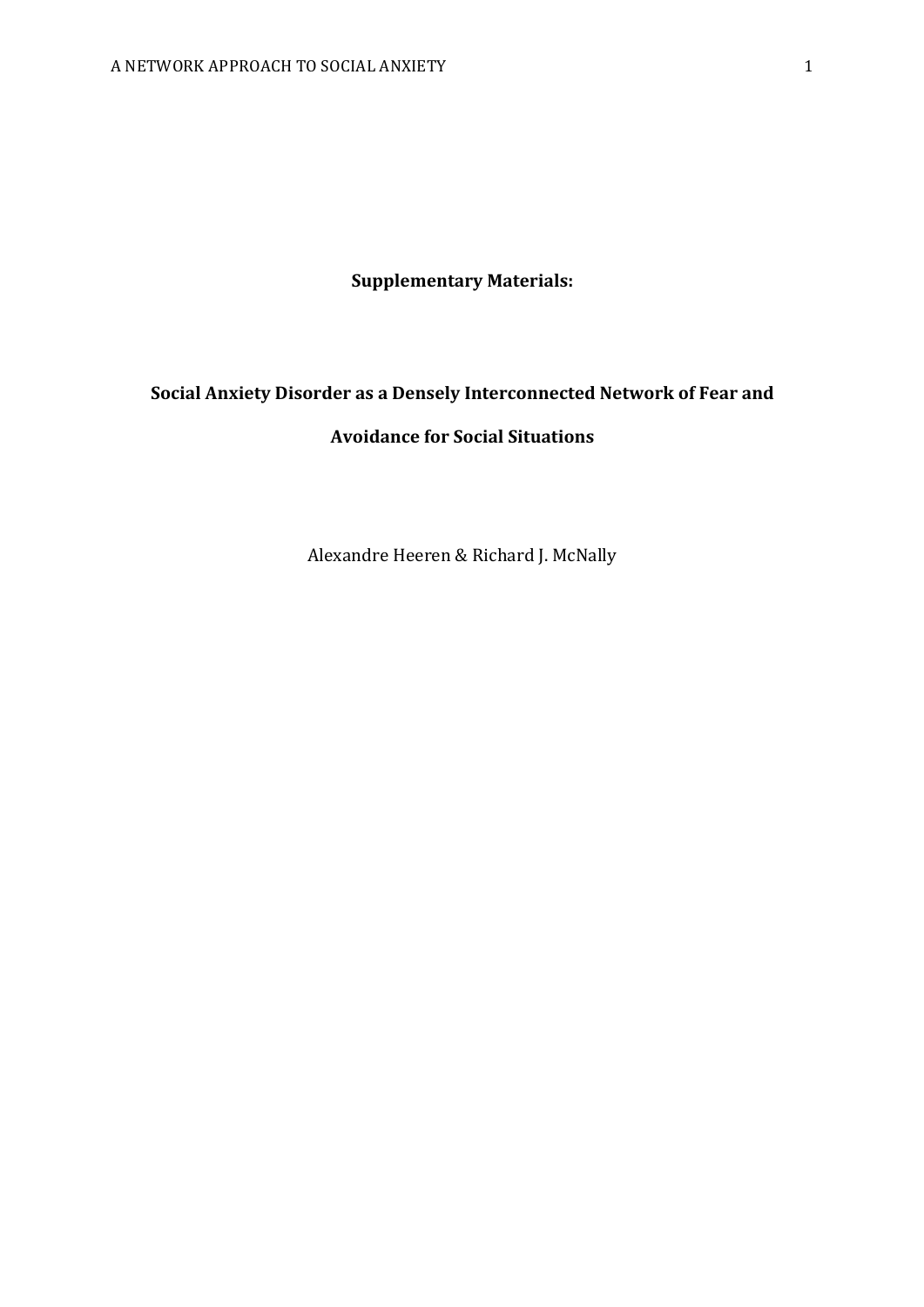**Supplementary Materials:**

# Social Anxiety Disorder as a Densely Interconnected Network of Fear and Avoidance for Social Situations

Alexandre Heeren & Richard J. McNally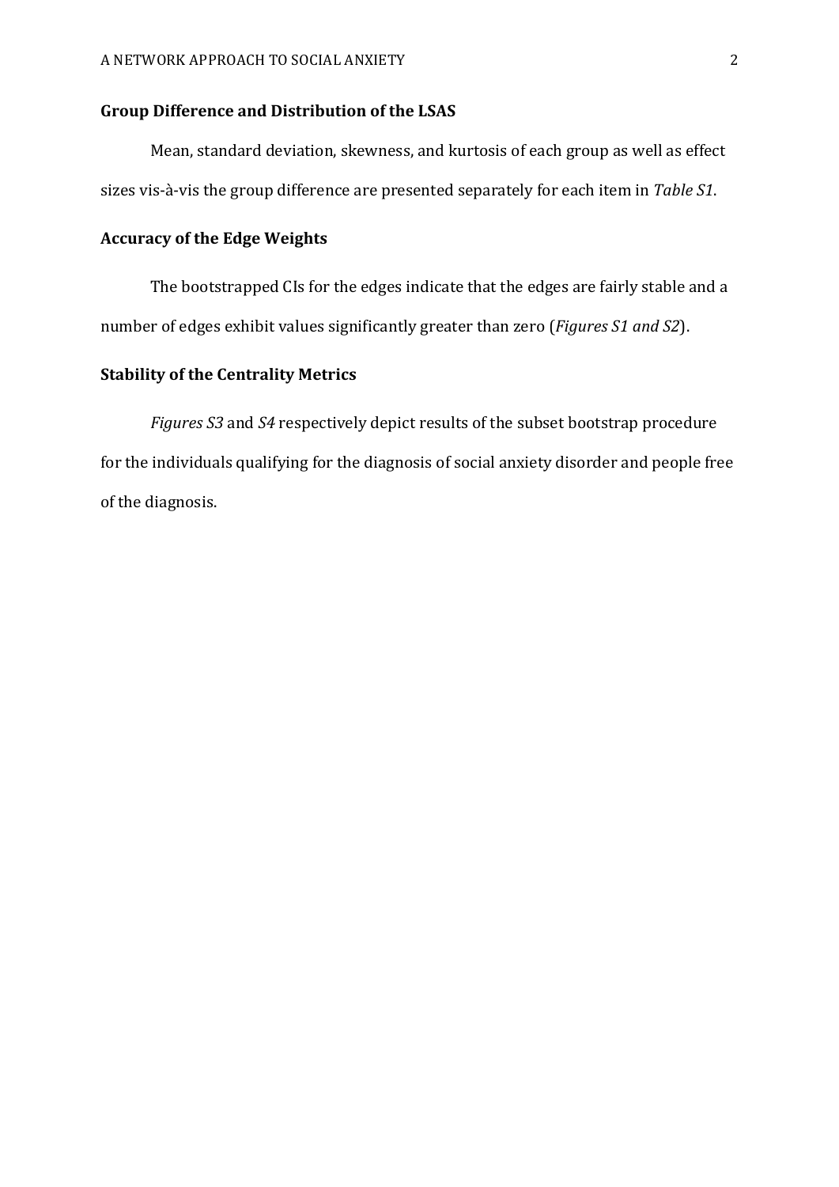## Group Difference and Distribution of the LSAS

Mean, standard deviation, skewness, and kurtosis of each group as well as effect sizes vis-à-vis the group difference are presented separately for each item in *Table S1*.

## Accuracy of the Edge Weights

The bootstrapped CIs for the edges indicate that the edges are fairly stable and a number of edges exhibit values significantly greater than zero (*Figures S1 and S2*).

## Stability of the Centrality Metrics

*Figures S3* and *S4* respectively depict results of the subset bootstrap procedure for the individuals qualifying for the diagnosis of social anxiety disorder and people free of the diagnosis.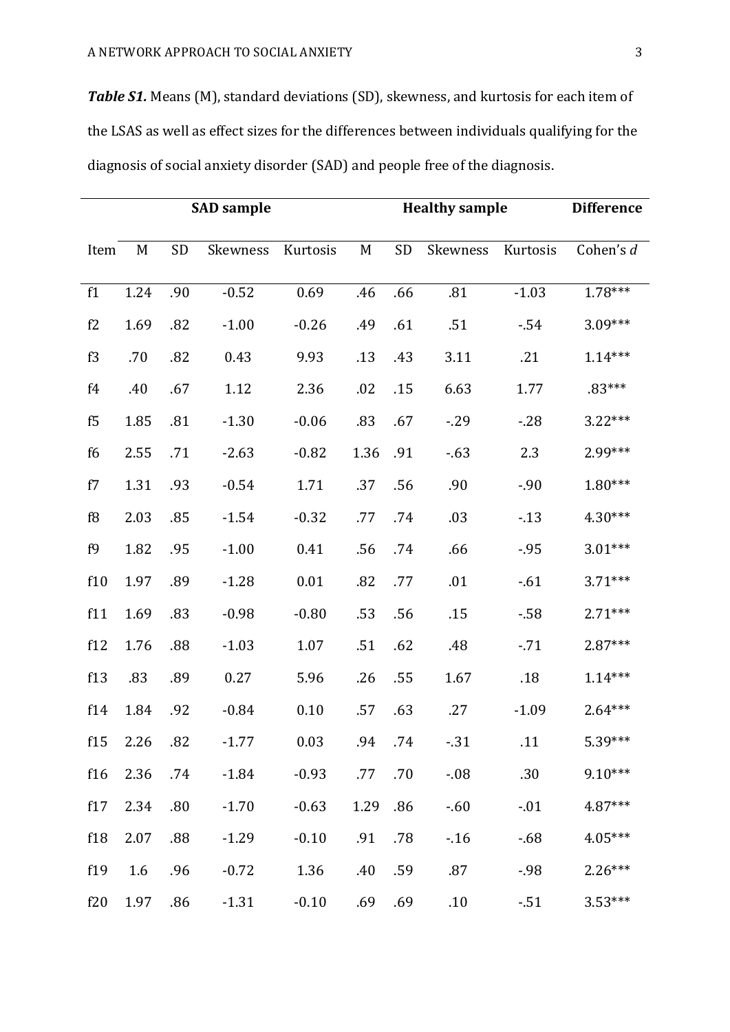***Table S1.*** Means (M), standard deviations (SD), skewness, and kurtosis for each item of the LSAS as well as effect sizes for the differences between individuals qualifying for the diagnosis of social anxiety disorder (SAD) and people free of the diagnosis.

| | **SAD sample** | | | | **Healthy sample** | | | | **Difference** |
|---|---|---|---|---|---|---|---|---|---|
| Item | M | SD | Skewness | Kurtosis | M | SD | Skewness | Kurtosis | Cohen's *d* |
| f1 | 1.24 | .90 | -0.52 | 0.69 | .46 | .66 | .81 | -1.03 | 1.78*** |
| f2 | 1.69 | .82 | -1.00 | -0.26 | .49 | .61 | .51 | -.54 | 3.09*** |
| f3 | .70 | .82 | 0.43 | 9.93 | .13 | .43 | 3.11 | .21 | 1.14*** |
| f4 | .40 | .67 | 1.12 | 2.36 | .02 | .15 | 6.63 | 1.77 | .83*** |
| f5 | 1.85 | .81 | -1.30 | -0.06 | .83 | .67 | -.29 | -.28 | 3.22*** |
| f6 | 2.55 | .71 | -2.63 | -0.82 | 1.36 | .91 | -.63 | 2.3 | 2.99*** |
| f7 | 1.31 | .93 | -0.54 | 1.71 | .37 | .56 | .90 | -.90 | 1.80*** |
| f8 | 2.03 | .85 | -1.54 | -0.32 | .77 | .74 | .03 | -.13 | 4.30*** |
| f9 | 1.82 | .95 | -1.00 | 0.41 | .56 | .74 | .66 | -.95 | 3.01*** |
| f10 | 1.97 | .89 | -1.28 | 0.01 | .82 | .77 | .01 | -.61 | 3.71*** |
| f11 | 1.69 | .83 | -0.98 | -0.80 | .53 | .56 | .15 | -.58 | 2.71*** |
| f12 | 1.76 | .88 | -1.03 | 1.07 | .51 | .62 | .48 | -.71 | 2.87*** |
| f13 | .83 | .89 | 0.27 | 5.96 | .26 | .55 | 1.67 | .18 | 1.14*** |
| f14 | 1.84 | .92 | -0.84 | 0.10 | .57 | .63 | .27 | -1.09 | 2.64*** |
| f15 | 2.26 | .82 | -1.77 | 0.03 | .94 | .74 | -.31 | .11 | 5.39*** |
| f16 | 2.36 | .74 | -1.84 | -0.93 | .77 | .70 | -.08 | .30 | 9.10*** |
| f17 | 2.34 | .80 | -1.70 | -0.63 | 1.29 | .86 | -.60 | -.01 | 4.87*** |
| f18 | 2.07 | .88 | -1.29 | -0.10 | .91 | .78 | -.16 | -.68 | 4.05*** |
| f19 | 1.6 | .96 | -0.72 | 1.36 | .40 | .59 | .87 | -.98 | 2.26*** |
| f20 | 1.97 | .86 | -1.31 | -0.10 | .69 | .69 | .10 | -.51 | 3.53*** |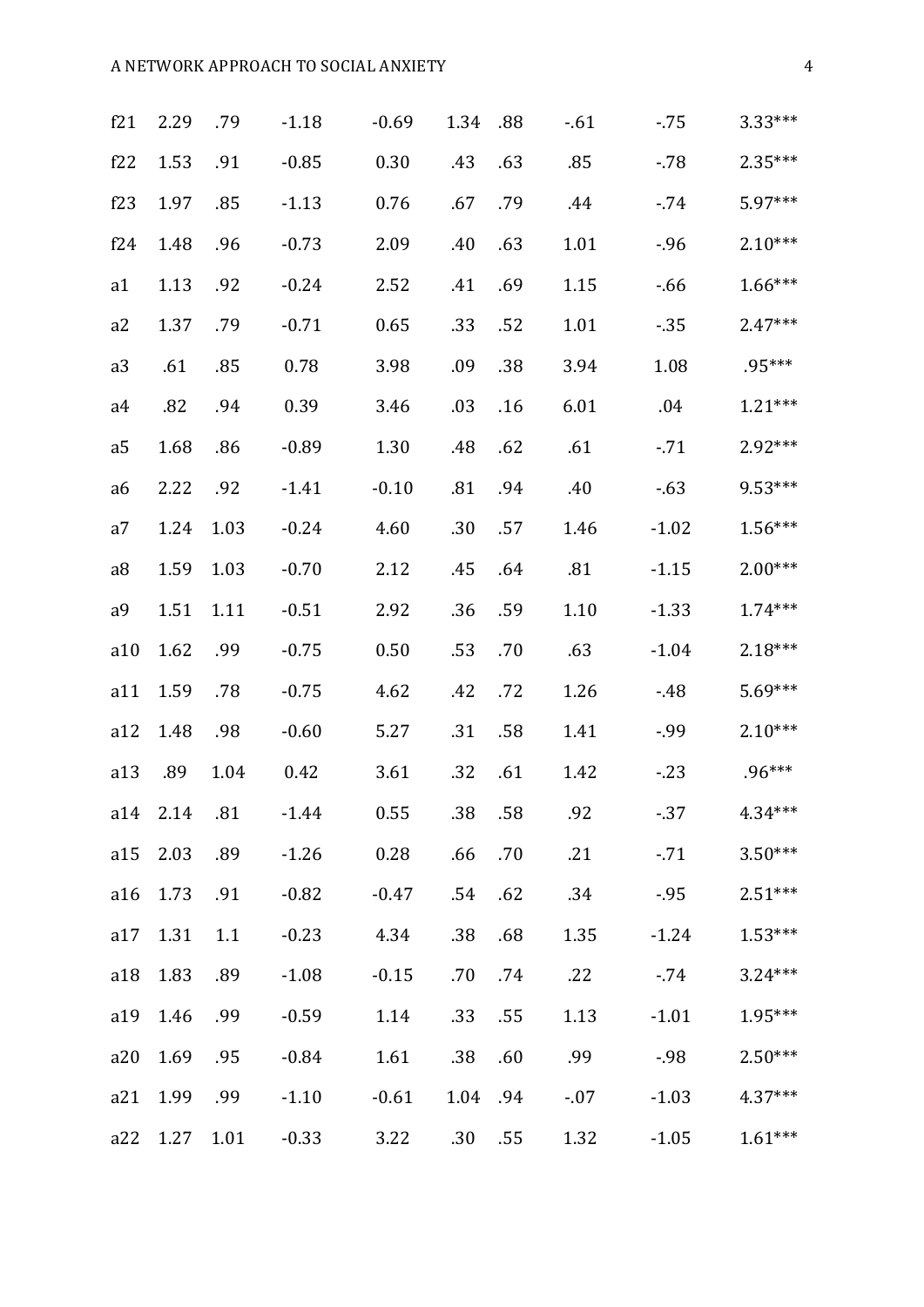| | | | | | | | | | |
|---|---|---|---|---|---|---|---|---|---|
| f21 | 2.29 | .79 | -1.18 | -0.69 | 1.34 | .88 | -.61 | -.75 | 3.33*** |
| f22 | 1.53 | .91 | -0.85 | 0.30 | .43 | .63 | .85 | -.78 | 2.35*** |
| f23 | 1.97 | .85 | -1.13 | 0.76 | .67 | .79 | .44 | -.74 | 5.97*** |
| f24 | 1.48 | .96 | -0.73 | 2.09 | .40 | .63 | 1.01 | -.96 | 2.10*** |
| a1 | 1.13 | .92 | -0.24 | 2.52 | .41 | .69 | 1.15 | -.66 | 1.66*** |
| a2 | 1.37 | .79 | -0.71 | 0.65 | .33 | .52 | 1.01 | -.35 | 2.47*** |
| a3 | .61 | .85 | 0.78 | 3.98 | .09 | .38 | 3.94 | 1.08 | .95*** |
| a4 | .82 | .94 | 0.39 | 3.46 | .03 | .16 | 6.01 | .04 | 1.21*** |
| a5 | 1.68 | .86 | -0.89 | 1.30 | .48 | .62 | .61 | -.71 | 2.92*** |
| a6 | 2.22 | .92 | -1.41 | -0.10 | .81 | .94 | .40 | -.63 | 9.53*** |
| a7 | 1.24 | 1.03 | -0.24 | 4.60 | .30 | .57 | 1.46 | -1.02 | 1.56*** |
| a8 | 1.59 | 1.03 | -0.70 | 2.12 | .45 | .64 | .81 | -1.15 | 2.00*** |
| a9 | 1.51 | 1.11 | -0.51 | 2.92 | .36 | .59 | 1.10 | -1.33 | 1.74*** |
| a10 | 1.62 | .99 | -0.75 | 0.50 | .53 | .70 | .63 | -1.04 | 2.18*** |
| a11 | 1.59 | .78 | -0.75 | 4.62 | .42 | .72 | 1.26 | -.48 | 5.69*** |
| a12 | 1.48 | .98 | -0.60 | 5.27 | .31 | .58 | 1.41 | -.99 | 2.10*** |
| a13 | .89 | 1.04 | 0.42 | 3.61 | .32 | .61 | 1.42 | -.23 | .96*** |
| a14 | 2.14 | .81 | -1.44 | 0.55 | .38 | .58 | .92 | -.37 | 4.34*** |
| a15 | 2.03 | .89 | -1.26 | 0.28 | .66 | .70 | .21 | -.71 | 3.50*** |
| a16 | 1.73 | .91 | -0.82 | -0.47 | .54 | .62 | .34 | -.95 | 2.51*** |
| a17 | 1.31 | 1.1 | -0.23 | 4.34 | .38 | .68 | 1.35 | -1.24 | 1.53*** |
| a18 | 1.83 | .89 | -1.08 | -0.15 | .70 | .74 | .22 | -.74 | 3.24*** |
| a19 | 1.46 | .99 | -0.59 | 1.14 | .33 | .55 | 1.13 | -1.01 | 1.95*** |
| a20 | 1.69 | .95 | -0.84 | 1.61 | .38 | .60 | .99 | -.98 | 2.50*** |
| a21 | 1.99 | .99 | -1.10 | -0.61 | 1.04 | .94 | -.07 | -1.03 | 4.37*** |
| a22 | 1.27 | 1.01 | -0.33 | 3.22 | .30 | .55 | 1.32 | -1.05 | 1.61*** |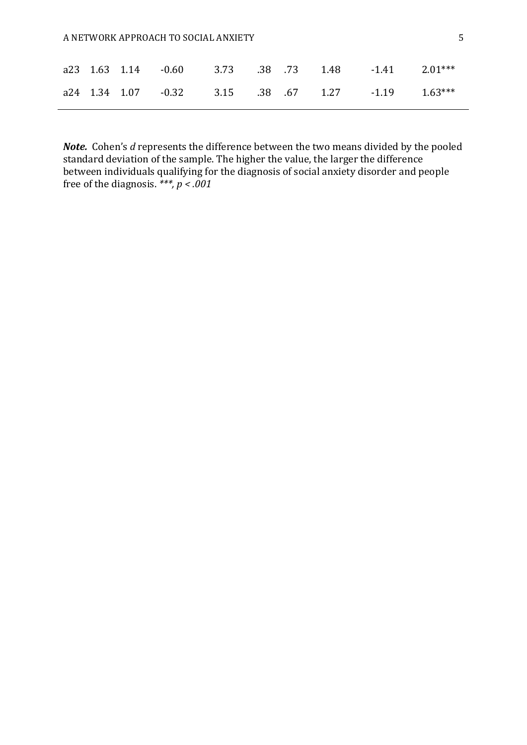| | | | | | | | | | |
|---|---|---|---|---|---|---|---|---|---|
| a23 | 1.63 | 1.14 | -0.60 | 3.73 | .38 | .73 | 1.48 | -1.41 | 2.01*** |
| a24 | 1.34 | 1.07 | -0.32 | 3.15 | .38 | .67 | 1.27 | -1.19 | 1.63*** |

***Note.*** Cohen's *d* represents the difference between the two means divided by the pooled standard deviation of the sample. The higher the value, the larger the difference between individuals qualifying for the diagnosis of social anxiety disorder and people free of the diagnosis. *\*\*\*, $p < .001$*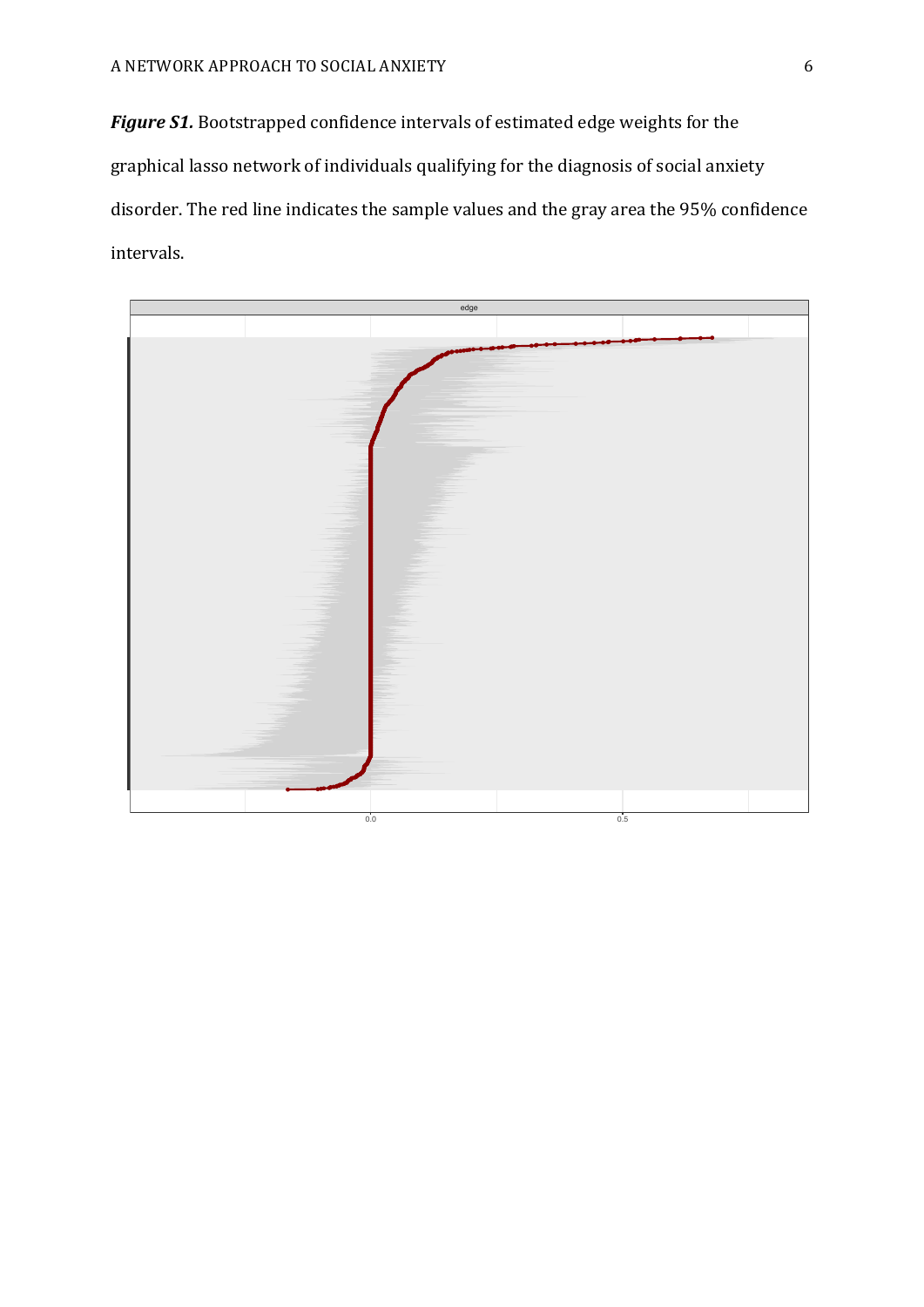***Figure S1.*** Bootstrapped confidence intervals of estimated edge weights for the graphical lasso network of individuals qualifying for the diagnosis of social anxiety disorder. The red line indicates the sample values and the gray area the 95% confidence intervals.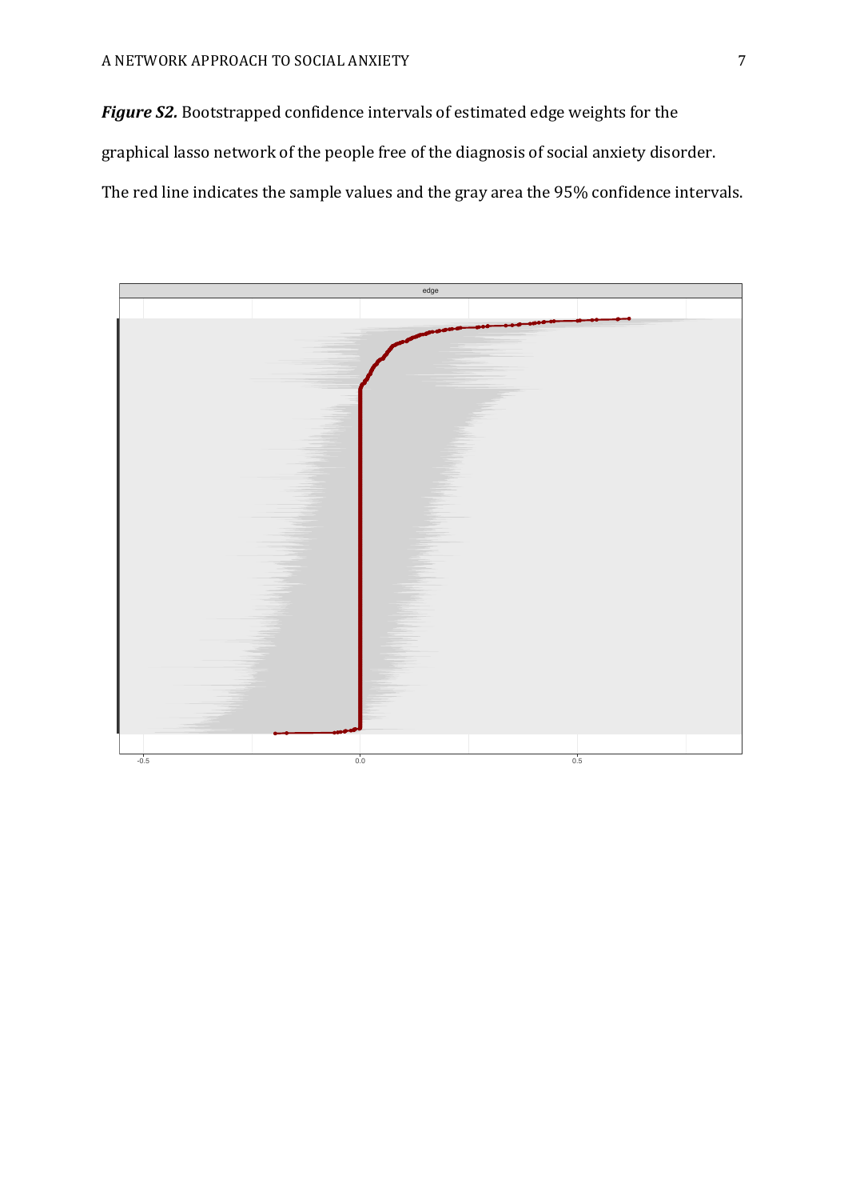***Figure S2.*** Bootstrapped confidence intervals of estimated edge weights for the graphical lasso network of the people free of the diagnosis of social anxiety disorder. The red line indicates the sample values and the gray area the 95% confidence intervals.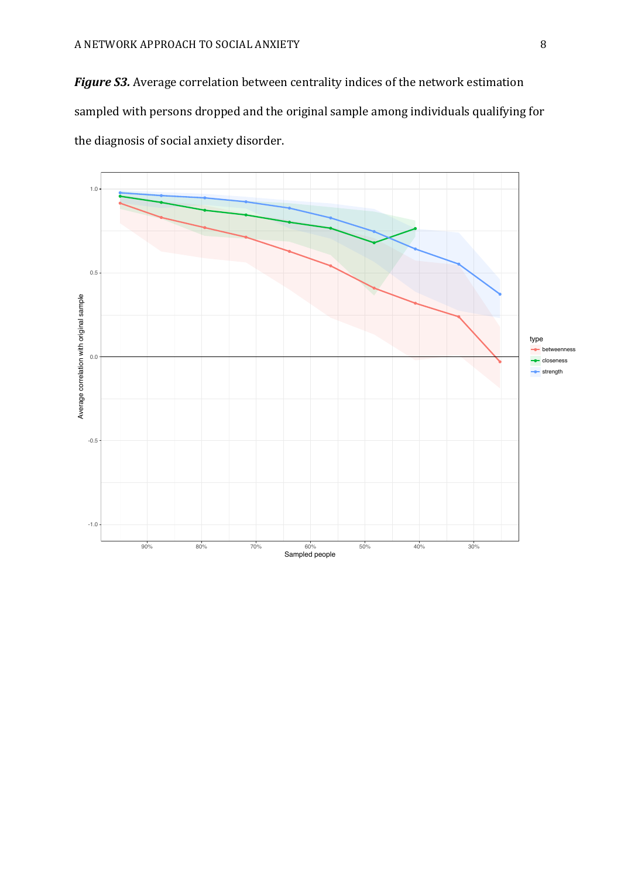***Figure S3.*** Average correlation between centrality indices of the network estimation sampled with persons dropped and the original sample among individuals qualifying for the diagnosis of social anxiety disorder.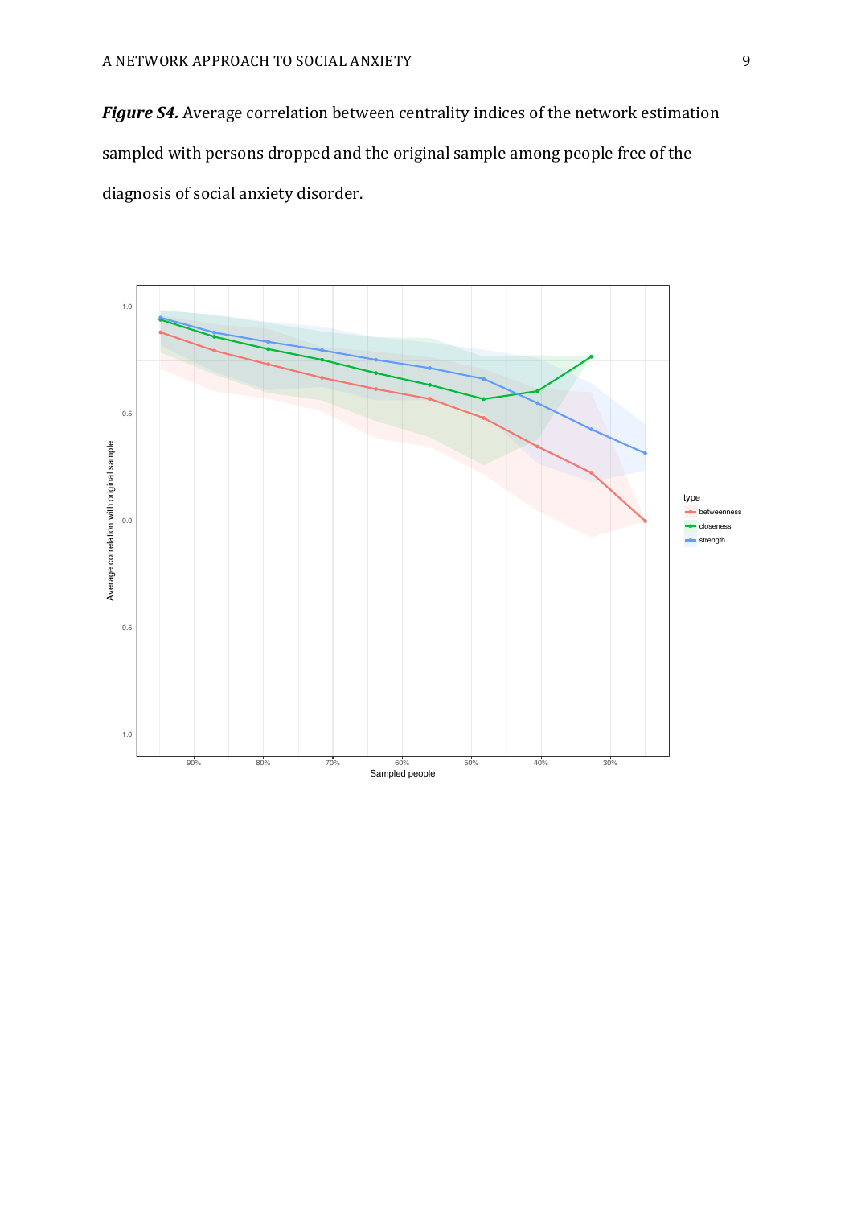***Figure S4.*** Average correlation between centrality indices of the network estimation sampled with persons dropped and the original sample among people free of the diagnosis of social anxiety disorder.

Average correlation with original sample

1.0
0.5
0.0
-0.5
-1.0

Sampled people

90%
80%
70%
60%
50%
40%
30%

type
betweenness
closeness
strength